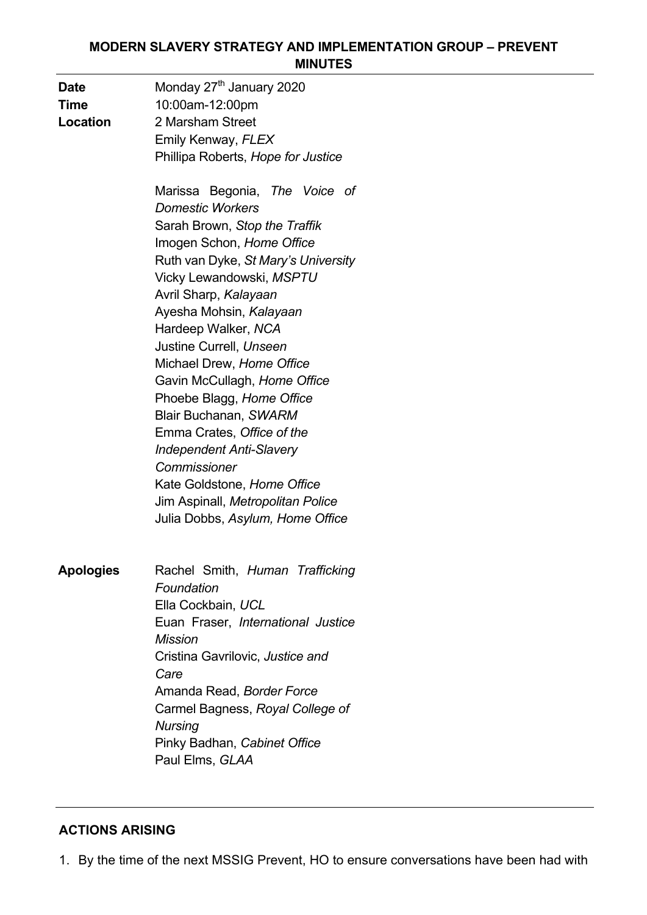**MODERN SLAVERY STRATEGY AND IMPLEMENTATION GROUP – PREVENT MINUTES**

| | |
|---|---|
| **Date** | Monday 27th January 2020 |
| **Time** | 10:00am-12:00pm |
| **Location** | 2 Marsham Street<br>Emily Kenway, *FLEX*<br>Phillipa Roberts, *Hope for Justice*<br><br>Marissa Begonia, *The Voice of Domestic Workers*<br>Sarah Brown, *Stop the Traffik*<br>Imogen Schon, *Home Office*<br>Ruth van Dyke, *St Mary's University*<br>Vicky Lewandowski, *MSPTU*<br>Avril Sharp, *Kalayaan*<br>Ayesha Mohsin, *Kalayaan*<br>Hardeep Walker, *NCA*<br>Justine Currell, *Unseen*<br>Michael Drew, *Home Office*<br>Gavin McCullagh, *Home Office*<br>Phoebe Blagg, *Home Office*<br>Blair Buchanan, *SWARM*<br>Emma Crates, *Office of the Independent Anti-Slavery Commissioner*<br>Kate Goldstone, *Home Office*<br>Jim Aspinall, *Metropolitan Police*<br>Julia Dobbs, *Asylum, Home Office* |
| **Apologies** | Rachel Smith, *Human Trafficking Foundation*<br>Ella Cockbain, *UCL*<br>Euan Fraser, *International Justice Mission*<br>Cristina Gavrilovic, *Justice and Care*<br>Amanda Read, *Border Force*<br>Carmel Bagness, *Royal College of Nursing*<br>Pinky Badhan, *Cabinet Office*<br>Paul Elms, *GLAA* |

## ACTIONS ARISING

1. By the time of the next MSSIG Prevent, HO to ensure conversations have been had with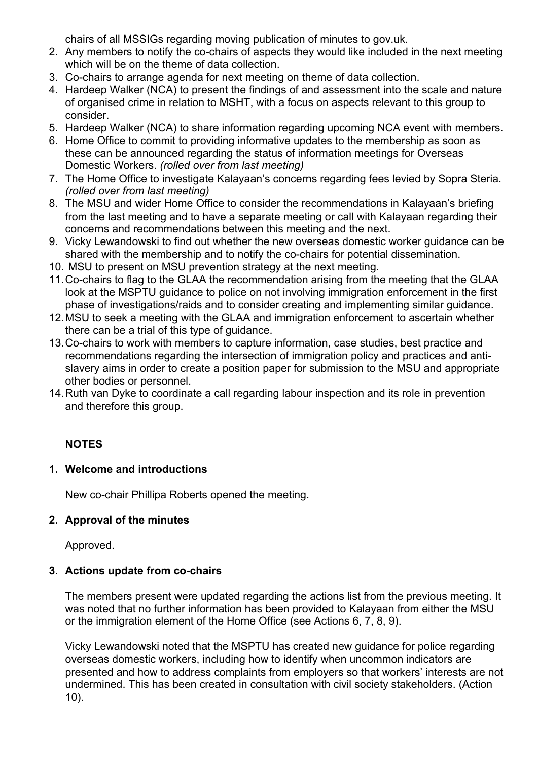chairs of all MSSIGs regarding moving publication of minutes to gov.uk.

2. Any members to notify the co-chairs of aspects they would like included in the next meeting which will be on the theme of data collection.
3. Co-chairs to arrange agenda for next meeting on theme of data collection.
4. Hardeep Walker (NCA) to present the findings of and assessment into the scale and nature of organised crime in relation to MSHT, with a focus on aspects relevant to this group to consider.
5. Hardeep Walker (NCA) to share information regarding upcoming NCA event with members.
6. Home Office to commit to providing informative updates to the membership as soon as these can be announced regarding the status of information meetings for Overseas Domestic Workers. *(rolled over from last meeting)*
7. The Home Office to investigate Kalayaan's concerns regarding fees levied by Sopra Steria. *(rolled over from last meeting)*
8. The MSU and wider Home Office to consider the recommendations in Kalayaan's briefing from the last meeting and to have a separate meeting or call with Kalayaan regarding their concerns and recommendations between this meeting and the next.
9. Vicky Lewandowski to find out whether the new overseas domestic worker guidance can be shared with the membership and to notify the co-chairs for potential dissemination.
10. MSU to present on MSU prevention strategy at the next meeting.
11. Co-chairs to flag to the GLAA the recommendation arising from the meeting that the GLAA look at the MSPTU guidance to police on not involving immigration enforcement in the first phase of investigations/raids and to consider creating and implementing similar guidance.
12. MSU to seek a meeting with the GLAA and immigration enforcement to ascertain whether there can be a trial of this type of guidance.
13. Co-chairs to work with members to capture information, case studies, best practice and recommendations regarding the intersection of immigration policy and practices and anti-slavery aims in order to create a position paper for submission to the MSU and appropriate other bodies or personnel.
14. Ruth van Dyke to coordinate a call regarding labour inspection and its role in prevention and therefore this group.

**NOTES**

**1. Welcome and introductions**

New co-chair Phillipa Roberts opened the meeting.

**2. Approval of the minutes**

Approved.

**3. Actions update from co-chairs**

The members present were updated regarding the actions list from the previous meeting. It was noted that no further information has been provided to Kalayaan from either the MSU or the immigration element of the Home Office (see Actions 6, 7, 8, 9).

Vicky Lewandowski noted that the MSPTU has created new guidance for police regarding overseas domestic workers, including how to identify when uncommon indicators are presented and how to address complaints from employers so that workers' interests are not undermined. This has been created in consultation with civil society stakeholders. (Action 10).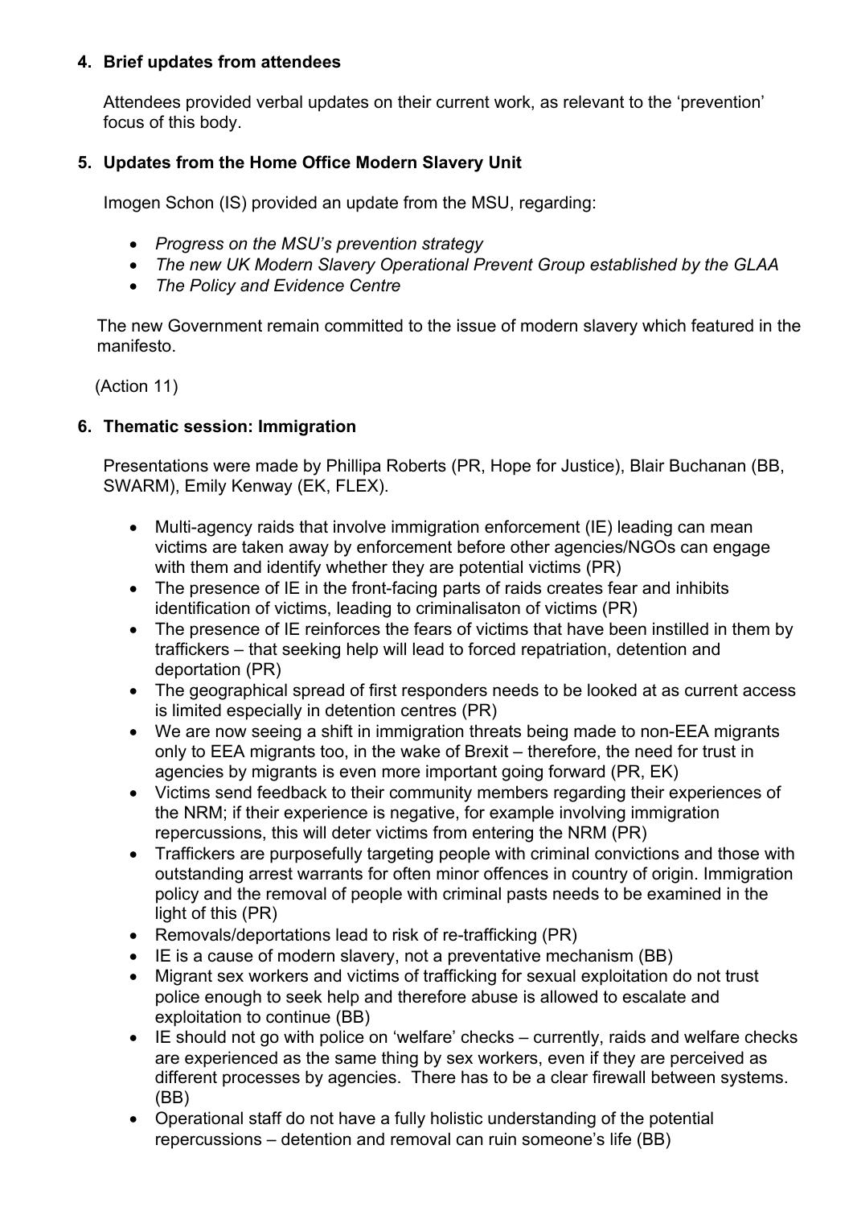## 4. Brief updates from attendees

Attendees provided verbal updates on their current work, as relevant to the 'prevention' focus of this body.

## 5. Updates from the Home Office Modern Slavery Unit

Imogen Schon (IS) provided an update from the MSU, regarding:

- *Progress on the MSU's prevention strategy*
- *The new UK Modern Slavery Operational Prevent Group established by the GLAA*
- *The Policy and Evidence Centre*

The new Government remain committed to the issue of modern slavery which featured in the manifesto.

(Action 11)

## 6. Thematic session: Immigration

Presentations were made by Phillipa Roberts (PR, Hope for Justice), Blair Buchanan (BB, SWARM), Emily Kenway (EK, FLEX).

- Multi-agency raids that involve immigration enforcement (IE) leading can mean victims are taken away by enforcement before other agencies/NGOs can engage with them and identify whether they are potential victims (PR)
- The presence of IE in the front-facing parts of raids creates fear and inhibits identification of victims, leading to criminalisaton of victims (PR)
- The presence of IE reinforces the fears of victims that have been instilled in them by traffickers – that seeking help will lead to forced repatriation, detention and deportation (PR)
- The geographical spread of first responders needs to be looked at as current access is limited especially in detention centres (PR)
- We are now seeing a shift in immigration threats being made to non-EEA migrants only to EEA migrants too, in the wake of Brexit – therefore, the need for trust in agencies by migrants is even more important going forward (PR, EK)
- Victims send feedback to their community members regarding their experiences of the NRM; if their experience is negative, for example involving immigration repercussions, this will deter victims from entering the NRM (PR)
- Traffickers are purposefully targeting people with criminal convictions and those with outstanding arrest warrants for often minor offences in country of origin. Immigration policy and the removal of people with criminal pasts needs to be examined in the light of this (PR)
- Removals/deportations lead to risk of re-trafficking (PR)
- IE is a cause of modern slavery, not a preventative mechanism (BB)
- Migrant sex workers and victims of trafficking for sexual exploitation do not trust police enough to seek help and therefore abuse is allowed to escalate and exploitation to continue (BB)
- IE should not go with police on 'welfare' checks – currently, raids and welfare checks are experienced as the same thing by sex workers, even if they are perceived as different processes by agencies. There has to be a clear firewall between systems. (BB)
- Operational staff do not have a fully holistic understanding of the potential repercussions – detention and removal can ruin someone's life (BB)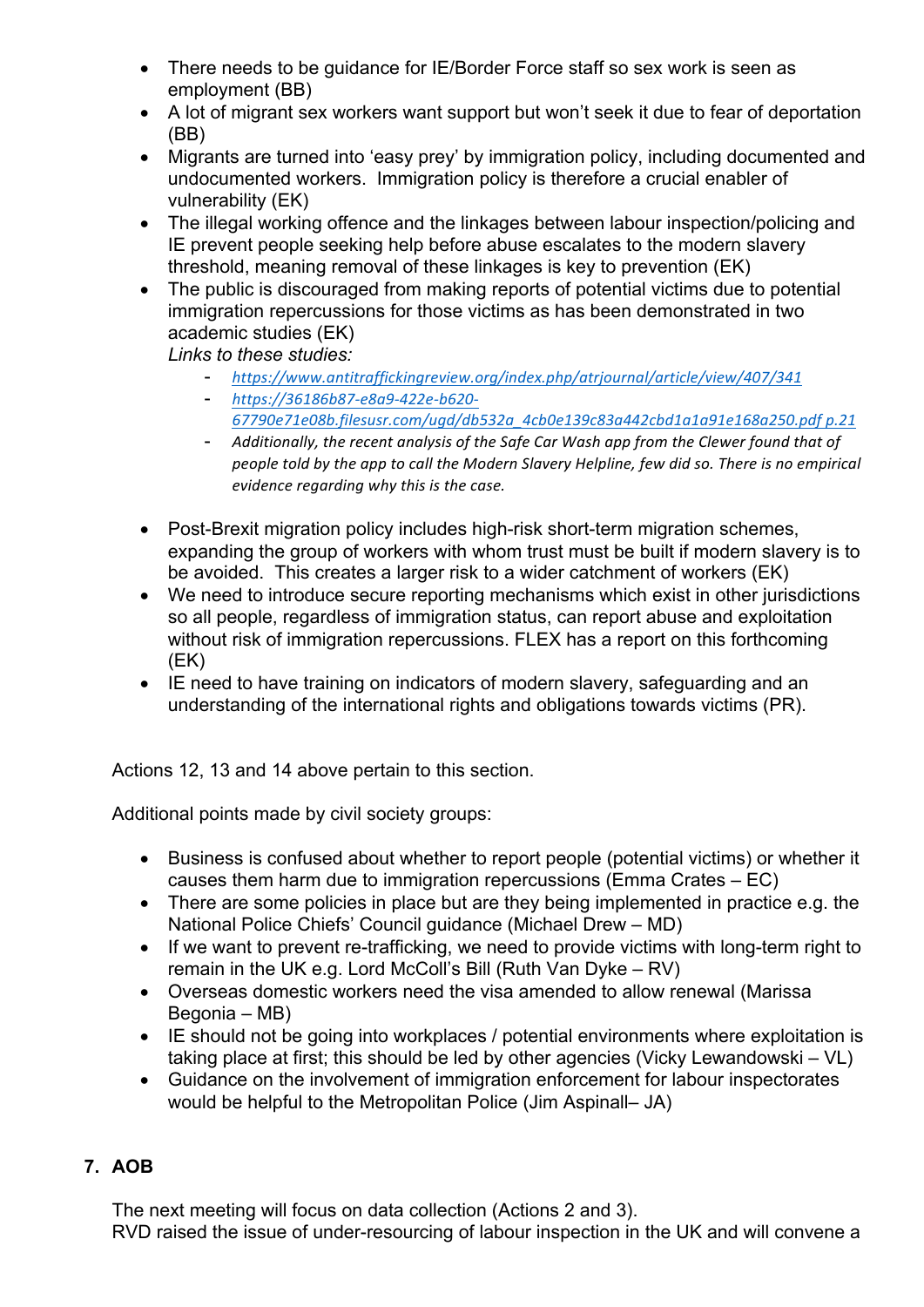- There needs to be guidance for IE/Border Force staff so sex work is seen as employment (BB)
- A lot of migrant sex workers want support but won't seek it due to fear of deportation (BB)
- Migrants are turned into 'easy prey' by immigration policy, including documented and undocumented workers. Immigration policy is therefore a crucial enabler of vulnerability (EK)
- The illegal working offence and the linkages between labour inspection/policing and IE prevent people seeking help before abuse escalates to the modern slavery threshold, meaning removal of these linkages is key to prevention (EK)
- The public is discouraged from making reports of potential victims due to potential immigration repercussions for those victims as has been demonstrated in two academic studies (EK)
  *Links to these studies:*
    - *https://www.antitraffickingreview.org/index.php/atrjournal/article/view/407/341*
    - *https://36186b87-e8a9-422e-b620-67790e71e08b.filesusr.com/ugd/db532a_4cb0e139c83a442cbd1a1a91e168a250.pdf p.21*
    - *Additionally, the recent analysis of the Safe Car Wash app from the Clewer found that of people told by the app to call the Modern Slavery Helpline, few did so. There is no empirical evidence regarding why this is the case.*
- Post-Brexit migration policy includes high-risk short-term migration schemes, expanding the group of workers with whom trust must be built if modern slavery is to be avoided. This creates a larger risk to a wider catchment of workers (EK)
- We need to introduce secure reporting mechanisms which exist in other jurisdictions so all people, regardless of immigration status, can report abuse and exploitation without risk of immigration repercussions. FLEX has a report on this forthcoming (EK)
- IE need to have training on indicators of modern slavery, safeguarding and an understanding of the international rights and obligations towards victims (PR).

Actions 12, 13 and 14 above pertain to this section.

Additional points made by civil society groups:

- Business is confused about whether to report people (potential victims) or whether it causes them harm due to immigration repercussions (Emma Crates – EC)
- There are some policies in place but are they being implemented in practice e.g. the National Police Chiefs' Council guidance (Michael Drew – MD)
- If we want to prevent re-trafficking, we need to provide victims with long-term right to remain in the UK e.g. Lord McColl's Bill (Ruth Van Dyke – RV)
- Overseas domestic workers need the visa amended to allow renewal (Marissa Begonia – MB)
- IE should not be going into workplaces / potential environments where exploitation is taking place at first; this should be led by other agencies (Vicky Lewandowski – VL)
- Guidance on the involvement of immigration enforcement for labour inspectorates would be helpful to the Metropolitan Police (Jim Aspinall– JA)

## 7. AOB

The next meeting will focus on data collection (Actions 2 and 3).
RVD raised the issue of under-resourcing of labour inspection in the UK and will convene a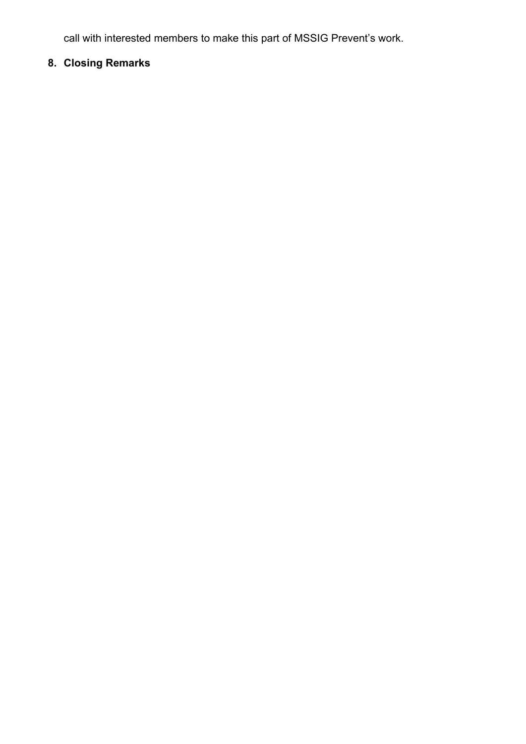call with interested members to make this part of MSSIG Prevent's work.

8. **Closing Remarks**